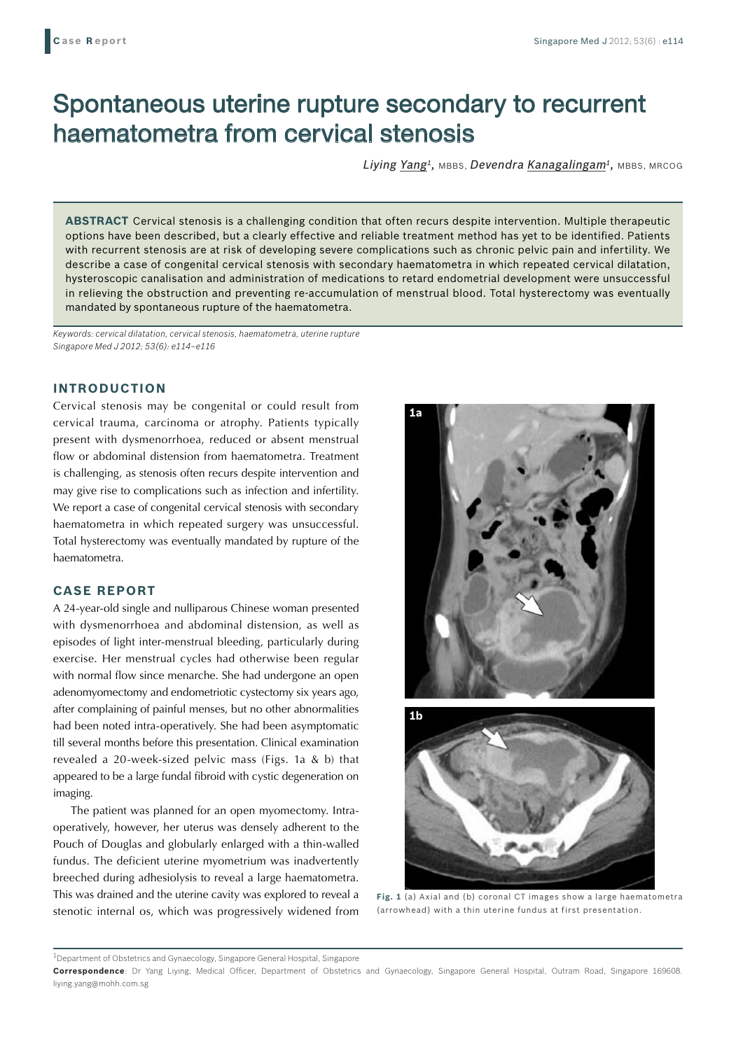# Spontaneous uterine rupture secondary to recurrent haematometra from cervical stenosis

*Liying Yang*[1], MBBS, *Devendra Kanagalingam*[1], MBBS, MRCOG

**ABSTRACT** Cervical stenosis is a challenging condition that often recurs despite intervention. Multiple therapeutic options have been described, but a clearly effective and reliable treatment method has yet to be identified. Patients with recurrent stenosis are at risk of developing severe complications such as chronic pelvic pain and infertility. We describe a case of congenital cervical stenosis with secondary haematometra in which repeated cervical dilatation, hysteroscopic canalisation and administration of medications to retard endometrial development were unsuccessful in relieving the obstruction and preventing re-accumulation of menstrual blood. Total hysterectomy was eventually mandated by spontaneous rupture of the haematometra.

*Keywords: cervical dilatation, cervical stenosis, haematometra, uterine rupture*
*Singapore Med J 2012; 53(6): e114–e116*

## INTRODUCTION

Cervical stenosis may be congenital or could result from cervical trauma, carcinoma or atrophy. Patients typically present with dysmenorrhoea, reduced or absent menstrual flow or abdominal distension from haematometra. Treatment is challenging, as stenosis often recurs despite intervention and may give rise to complications such as infection and infertility. We report a case of congenital cervical stenosis with secondary haematometra in which repeated surgery was unsuccessful. Total hysterectomy was eventually mandated by rupture of the haematometra.

## CASE REPORT

A 24-year-old single and nulliparous Chinese woman presented with dysmenorrhoea and abdominal distension, as well as episodes of light inter-menstrual bleeding, particularly during exercise. Her menstrual cycles had otherwise been regular with normal flow since menarche. She had undergone an open adenomyomectomy and endometriotic cystectomy six years ago, after complaining of painful menses, but no other abnormalities had been noted intra-operatively. She had been asymptomatic till several months before this presentation. Clinical examination revealed a 20-week-sized pelvic mass (Figs. 1a & b) that appeared to be a large fundal fibroid with cystic degeneration on imaging.

The patient was planned for an open myomectomy. Intra-operatively, however, her uterus was densely adherent to the Pouch of Douglas and globularly enlarged with a thin-walled fundus. The deficient uterine myometrium was inadvertently breeched during adhesiolysis to reveal a large haematometra. This was drained and the uterine cavity was explored to reveal a stenotic internal os, which was progressively widened from

**Fig. 1** (a) Axial and (b) coronal CT images show a large haematometra (arrowhead) with a thin uterine fundus at first presentation.

[1]Department of Obstetrics and Gynaecology, Singapore General Hospital, Singapore

**Correspondence**: Dr Yang Liying, Medical Officer, Department of Obstetrics and Gynaecology, Singapore General Hospital, Outram Road, Singapore 169608. liying.yang@mohh.com.sg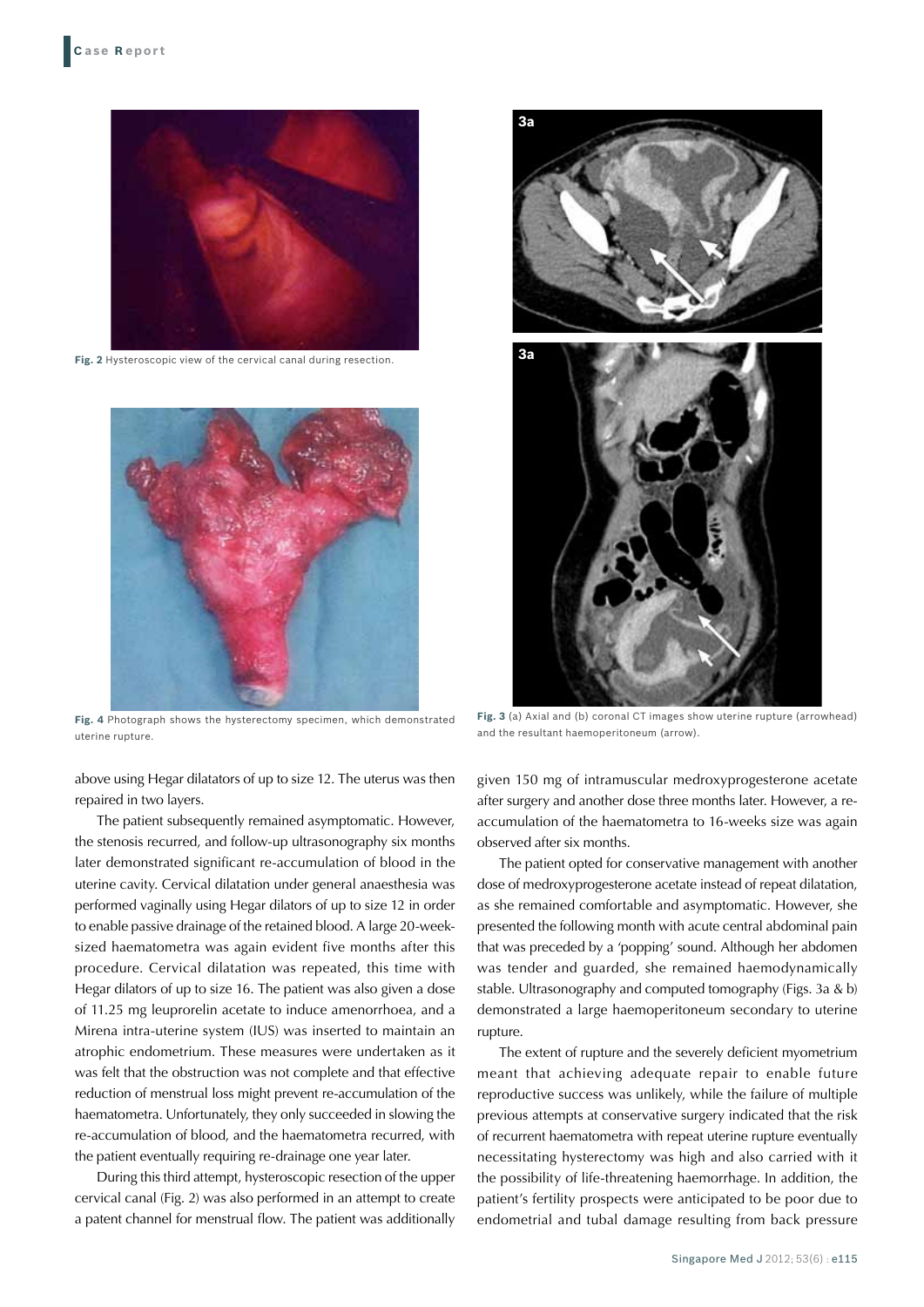Fig. 2 Hysteroscopic view of the cervical canal during resection.

Fig. 4 Photograph shows the hysterectomy specimen, which demonstrated uterine rupture.

Fig. 3 (a) Axial and (b) coronal CT images show uterine rupture (arrowhead) and the resultant haemoperitoneum (arrow).

above using Hegar dilatators of up to size 12. The uterus was then repaired in two layers.

The patient subsequently remained asymptomatic. However, the stenosis recurred, and follow-up ultrasonography six months later demonstrated significant re-accumulation of blood in the uterine cavity. Cervical dilatation under general anaesthesia was performed vaginally using Hegar dilators of up to size 12 in order to enable passive drainage of the retained blood. A large 20-week-sized haematometra was again evident five months after this procedure. Cervical dilatation was repeated, this time with Hegar dilators of up to size 16. The patient was also given a dose of 11.25 mg leuprorelin acetate to induce amenorrhoea, and a Mirena intra-uterine system (IUS) was inserted to maintain an atrophic endometrium. These measures were undertaken as it was felt that the obstruction was not complete and that effective reduction of menstrual loss might prevent re-accumulation of the haematometra. Unfortunately, they only succeeded in slowing the re-accumulation of blood, and the haematometra recurred, with the patient eventually requiring re-drainage one year later.

During this third attempt, hysteroscopic resection of the upper cervical canal (Fig. 2) was also performed in an attempt to create a patent channel for menstrual flow. The patient was additionally given 150 mg of intramuscular medroxyprogesterone acetate after surgery and another dose three months later. However, a re-accumulation of the haematometra to 16-weeks size was again observed after six months.

The patient opted for conservative management with another dose of medroxyprogesterone acetate instead of repeat dilatation, as she remained comfortable and asymptomatic. However, she presented the following month with acute central abdominal pain that was preceded by a 'popping' sound. Although her abdomen was tender and guarded, she remained haemodynamically stable. Ultrasonography and computed tomography (Figs. 3a & b) demonstrated a large haemoperitoneum secondary to uterine rupture.

The extent of rupture and the severely deficient myometrium meant that achieving adequate repair to enable future reproductive success was unlikely, while the failure of multiple previous attempts at conservative surgery indicated that the risk of recurrent haematometra with repeat uterine rupture eventually necessitating hysterectomy was high and also carried with it the possibility of life-threatening haemorrhage. In addition, the patient's fertility prospects were anticipated to be poor due to endometrial and tubal damage resulting from back pressure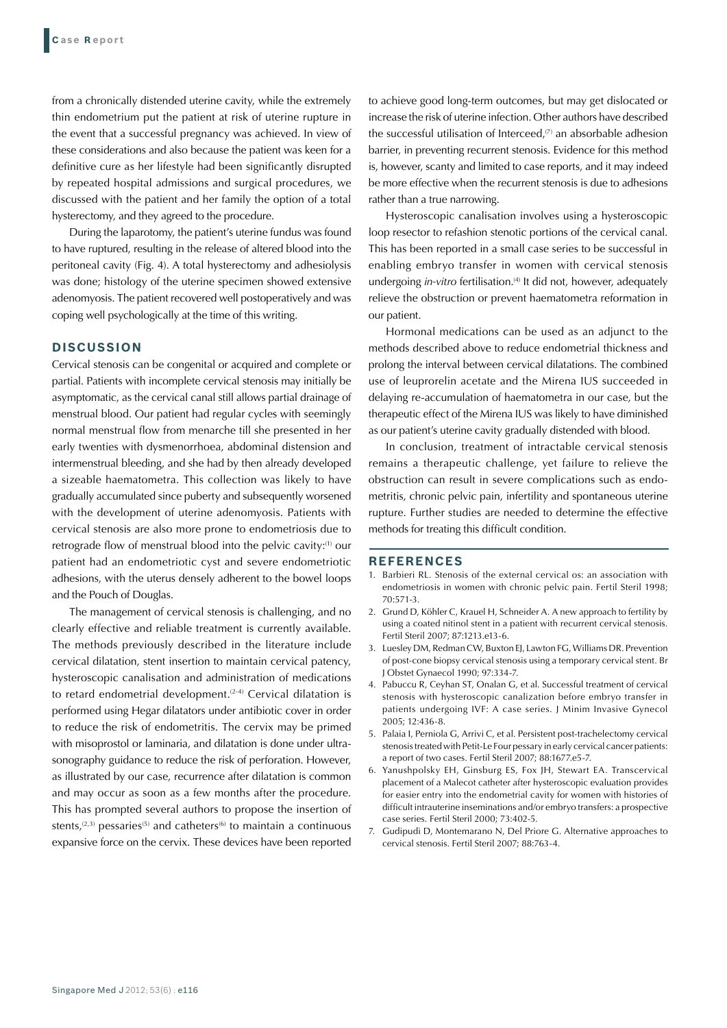from a chronically distended uterine cavity, while the extremely thin endometrium put the patient at risk of uterine rupture in the event that a successful pregnancy was achieved. In view of these considerations and also because the patient was keen for a definitive cure as her lifestyle had been significantly disrupted by repeated hospital admissions and surgical procedures, we discussed with the patient and her family the option of a total hysterectomy, and they agreed to the procedure.

During the laparotomy, the patient's uterine fundus was found to have ruptured, resulting in the release of altered blood into the peritoneal cavity (Fig. 4). A total hysterectomy and adhesiolysis was done; histology of the uterine specimen showed extensive adenomyosis. The patient recovered well postoperatively and was coping well psychologically at the time of this writing.

## DISCUSSION

Cervical stenosis can be congenital or acquired and complete or partial. Patients with incomplete cervical stenosis may initially be asymptomatic, as the cervical canal still allows partial drainage of menstrual blood. Our patient had regular cycles with seemingly normal menstrual flow from menarche till she presented in her early twenties with dysmenorrhoea, abdominal distension and intermenstrual bleeding, and she had by then already developed a sizeable haematometra. This collection was likely to have gradually accumulated since puberty and subsequently worsened with the development of uterine adenomyosis. Patients with cervical stenosis are also more prone to endometriosis due to retrograde flow of menstrual blood into the pelvic cavity:[1] our patient had an endometriotic cyst and severe endometriotic adhesions, with the uterus densely adherent to the bowel loops and the Pouch of Douglas.

The management of cervical stenosis is challenging, and no clearly effective and reliable treatment is currently available. The methods previously described in the literature include cervical dilatation, stent insertion to maintain cervical patency, hysteroscopic canalisation and administration of medications to retard endometrial development.[2-4] Cervical dilatation is performed using Hegar dilatators under antibiotic cover in order to reduce the risk of endometritis. The cervix may be primed with misoprostol or laminaria, and dilatation is done under ultrasonography guidance to reduce the risk of perforation. However, as illustrated by our case, recurrence after dilatation is common and may occur as soon as a few months after the procedure. This has prompted several authors to propose the insertion of stents,[2,3] pessaries[5] and catheters[6] to maintain a continuous expansive force on the cervix. These devices have been reported to achieve good long-term outcomes, but may get dislocated or increase the risk of uterine infection. Other authors have described the successful utilisation of Interceed,[7] an absorbable adhesion barrier, in preventing recurrent stenosis. Evidence for this method is, however, scanty and limited to case reports, and it may indeed be more effective when the recurrent stenosis is due to adhesions rather than a true narrowing.

Hysteroscopic canalisation involves using a hysteroscopic loop resector to refashion stenotic portions of the cervical canal. This has been reported in a small case series to be successful in enabling embryo transfer in women with cervical stenosis undergoing *in-vitro* fertilisation.[4] It did not, however, adequately relieve the obstruction or prevent haematometra reformation in our patient.

Hormonal medications can be used as an adjunct to the methods described above to reduce endometrial thickness and prolong the interval between cervical dilatations. The combined use of leuprorelin acetate and the Mirena IUS succeeded in delaying re-accumulation of haematometra in our case, but the therapeutic effect of the Mirena IUS was likely to have diminished as our patient's uterine cavity gradually distended with blood.

In conclusion, treatment of intractable cervical stenosis remains a therapeutic challenge, yet failure to relieve the obstruction can result in severe complications such as endometritis, chronic pelvic pain, infertility and spontaneous uterine rupture. Further studies are needed to determine the effective methods for treating this difficult condition.

## REFERENCES

1. Barbieri RL. Stenosis of the external cervical os: an association with endometriosis in women with chronic pelvic pain. Fertil Steril 1998; 70:571-3.
2. Grund D, Köhler C, Krauel H, Schneider A. A new approach to fertility by using a coated nitinol stent in a patient with recurrent cervical stenosis. Fertil Steril 2007; 87:1213.e13-6.
3. Luesley DM, Redman CW, Buxton EJ, Lawton FG, Williams DR. Prevention of post-cone biopsy cervical stenosis using a temporary cervical stent. Br J Obstet Gynaecol 1990; 97:334-7.
4. Pabuccu R, Ceyhan ST, Onalan G, et al. Successful treatment of cervical stenosis with hysteroscopic canalization before embryo transfer in patients undergoing IVF: A case series. J Minim Invasive Gynecol 2005; 12:436-8.
5. Palaia I, Perniola G, Arrivi C, et al. Persistent post-trachelectomy cervical stenosis treated with Petit-Le Four pessary in early cervical cancer patients: a report of two cases. Fertil Steril 2007; 88:1677.e5-7.
6. Yanushpolsky EH, Ginsburg ES, Fox JH, Stewart EA. Transcervical placement of a Malecot catheter after hysteroscopic evaluation provides for easier entry into the endometrial cavity for women with histories of difficult intrauterine inseminations and/or embryo transfers: a prospective case series. Fertil Steril 2000; 73:402-5.
7. Gudipudi D, Montemarano N, Del Priore G. Alternative approaches to cervical stenosis. Fertil Steril 2007; 88:763-4.